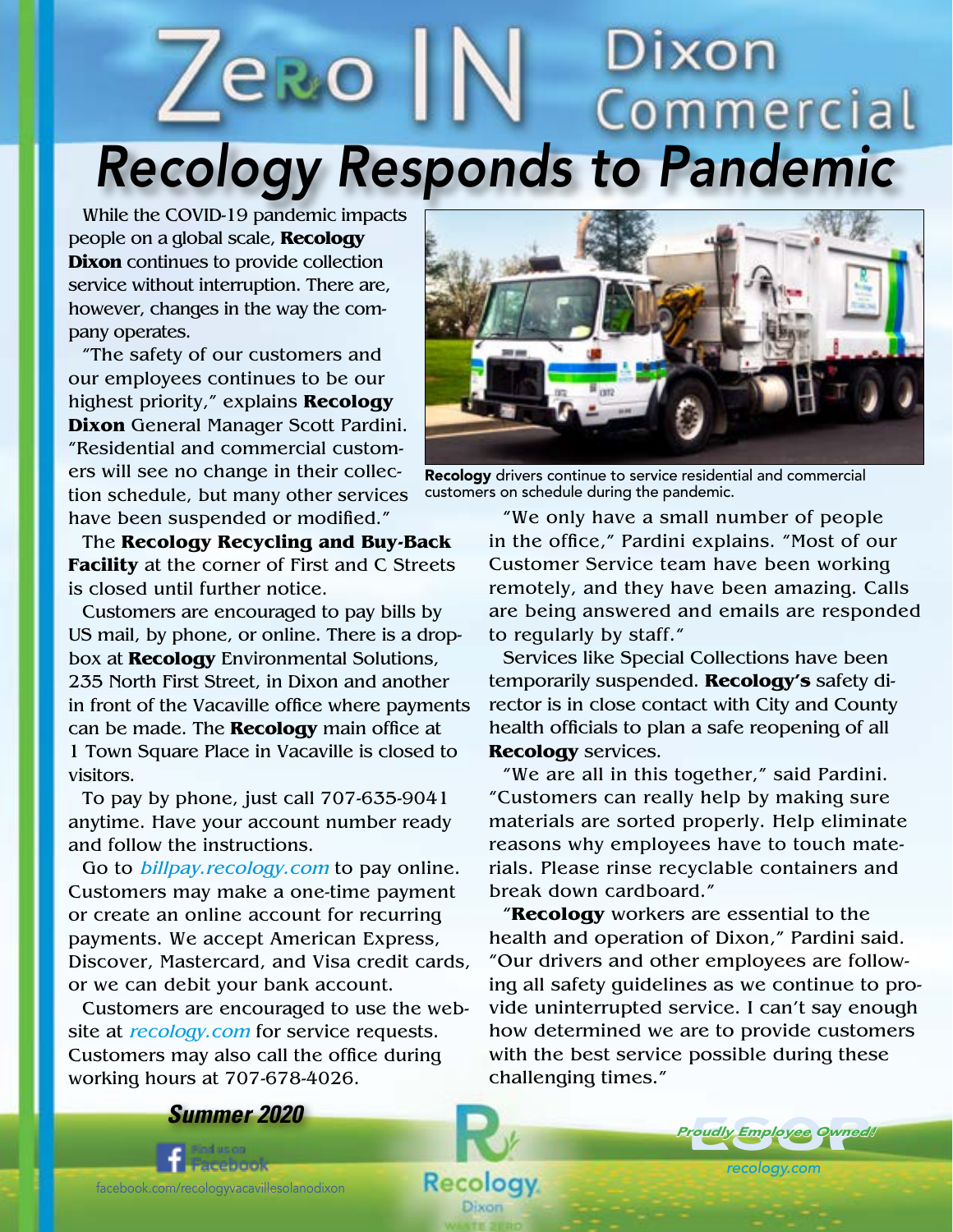# Zero IN Dixon Commercial

## Recology Responds to Pandemic

While the COVID-19 pandemic impacts people on a global scale, **Recology Dixon** continues to provide collection service without interruption. There are, however, changes in the way the company operates.

"The safety of our customers and our employees continues to be our highest priority," explains **Recology Dixon** General Manager Scott Pardini. "Residential and commercial customers will see no change in their collection schedule, but many other services have been suspended or modified."

The **Recology Recycling and Buy-Back Facility** at the corner of First and C Streets is closed until further notice.

Customers are encouraged to pay bills by US mail, by phone, or online. There is a dropbox at **Recology** Environmental Solutions, 235 North First Street, in Dixon and another in front of the Vacaville office where payments can be made. The **Recology** main office at 1 Town Square Place in Vacaville is closed to visitors.

To pay by phone, just call 707-635-9041 anytime. Have your account number ready and follow the instructions.

Go to *billpay.recology.com* to pay online. Customers may make a one-time payment or create an online account for recurring payments. We accept American Express, Discover, Mastercard, and Visa credit cards, or we can debit your bank account.

Customers are encouraged to use the website at *recology.com* for service requests. Customers may also call the office during working hours at 707-678-4026.

**Recology** drivers continue to service residential and commercial customers on schedule during the pandemic.

"We only have a small number of people in the office," Pardini explains. "Most of our Customer Service team have been working remotely, and they have been amazing. Calls are being answered and emails are responded to regularly by staff."

Services like Special Collections have been temporarily suspended. **Recology's** safety director is in close contact with City and County health officials to plan a safe reopening of all **Recology** services.

"We are all in this together," said Pardini. "Customers can really help by making sure materials are sorted properly. Help eliminate reasons why employees have to touch materials. Please rinse recyclable containers and break down cardboard."

"**Recology** workers are essential to the health and operation of Dixon," Pardini said. "Our drivers and other employees are following all safety guidelines as we continue to provide uninterrupted service. I can't say enough how determined we are to provide customers with the best service possible during these challenging times."

***Summer 2020***

Find us on Facebook

facebook.com/recologyvacavillesolanodixon

Recology Dixon

ESOP *Proudly Employee Owned!*

*recology.com*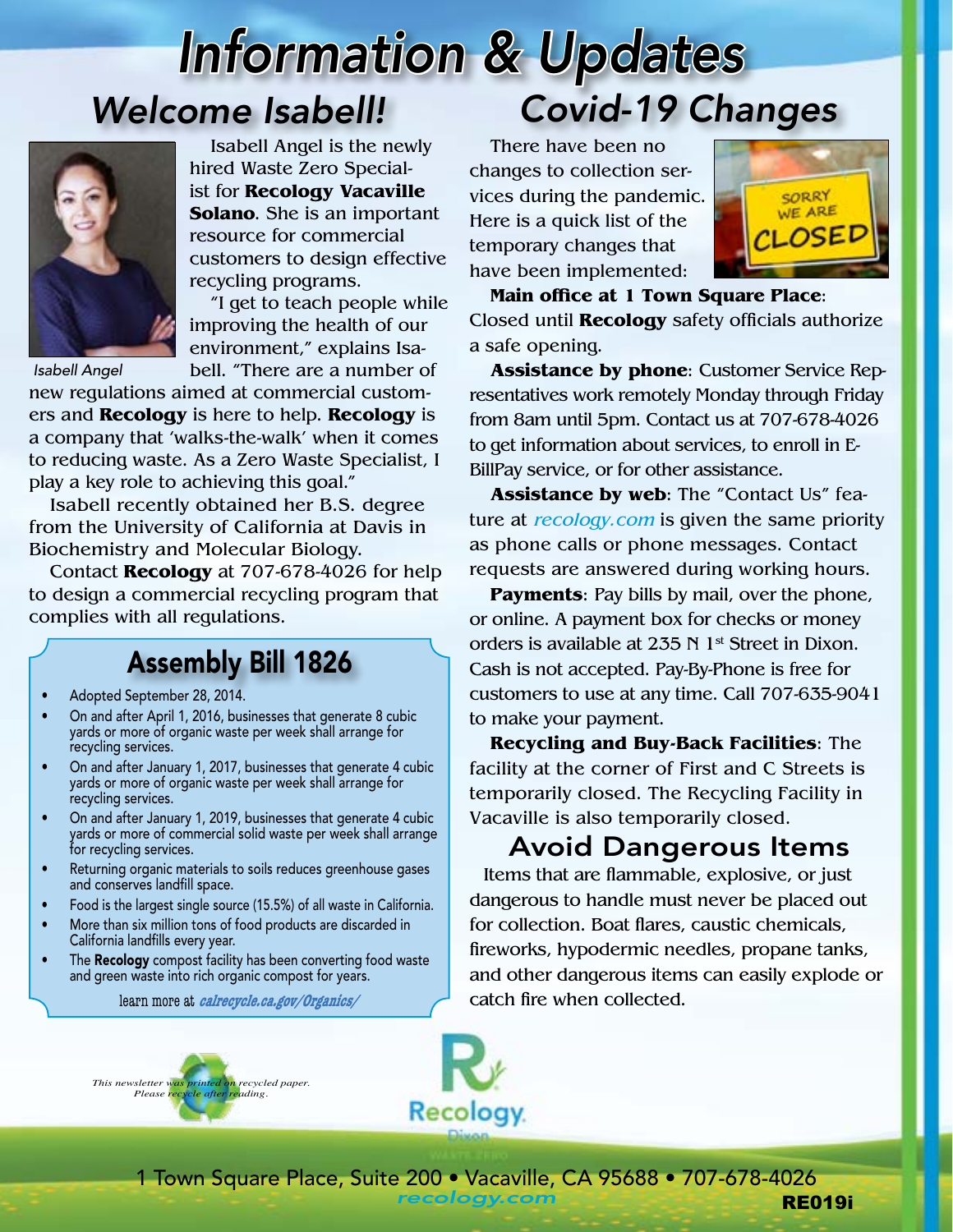# Information & Updates

## Welcome Isabell!

Isabell Angel

Isabell Angel is the newly hired Waste Zero Specialist for **Recology Vacaville Solano**. She is an important resource for commercial customers to design effective recycling programs.

"I get to teach people while improving the health of our environment," explains Isabell. "There are a number of new regulations aimed at commercial customers and **Recology** is here to help. **Recology** is a company that 'walks-the-walk' when it comes to reducing waste. As a Zero Waste Specialist, I play a key role to achieving this goal."

Isabell recently obtained her B.S. degree from the University of California at Davis in Biochemistry and Molecular Biology.

Contact **Recology** at 707-678-4026 for help to design a commercial recycling program that complies with all regulations.

### Assembly Bill 1826

- Adopted September 28, 2014.
- On and after April 1, 2016, businesses that generate 8 cubic yards or more of organic waste per week shall arrange for recycling services.
- On and after January 1, 2017, businesses that generate 4 cubic yards or more of organic waste per week shall arrange for recycling services.
- On and after January 1, 2019, businesses that generate 4 cubic yards or more of commercial solid waste per week shall arrange for recycling services.
- Returning organic materials to soils reduces greenhouse gases and conserves landfill space.
- Food is the largest single source (15.5%) of all waste in California.
- More than six million tons of food products are discarded in California landfills every year.
- The **Recology** compost facility has been converting food waste and green waste into rich organic compost for years.

learn more at *calrecycle.ca.gov/Organics/*

## Covid-19 Changes

There have been no changes to collection services during the pandemic. Here is a quick list of the temporary changes that have been implemented:

**Main office at 1 Town Square Place**: Closed until **Recology** safety officials authorize a safe opening.

**Assistance by phone**: Customer Service Representatives work remotely Monday through Friday from 8am until 5pm. Contact us at 707-678-4026 to get information about services, to enroll in E-BillPay service, or for other assistance.

**Assistance by web**: The "Contact Us" feature at *recology.com* is given the same priority as phone calls or phone messages. Contact requests are answered during working hours.

**Payments**: Pay bills by mail, over the phone, or online. A payment box for checks or money orders is available at 235 N 1st Street in Dixon. Cash is not accepted. Pay-By-Phone is free for customers to use at any time. Call 707-635-9041 to make your payment.

**Recycling and Buy-Back Facilities**: The facility at the corner of First and C Streets is temporarily closed. The Recycling Facility in Vacaville is also temporarily closed.

## Avoid Dangerous Items

Items that are flammable, explosive, or just dangerous to handle must never be placed out for collection. Boat flares, caustic chemicals, fireworks, hypodermic needles, propane tanks, and other dangerous items can easily explode or catch fire when collected.

*This newsletter was printed on recycled paper. Please recycle after reading.*

Recology Dixon

1 Town Square Place, Suite 200 • Vacaville, CA 95688 • 707-678-4026
*recology.com*

RE019i